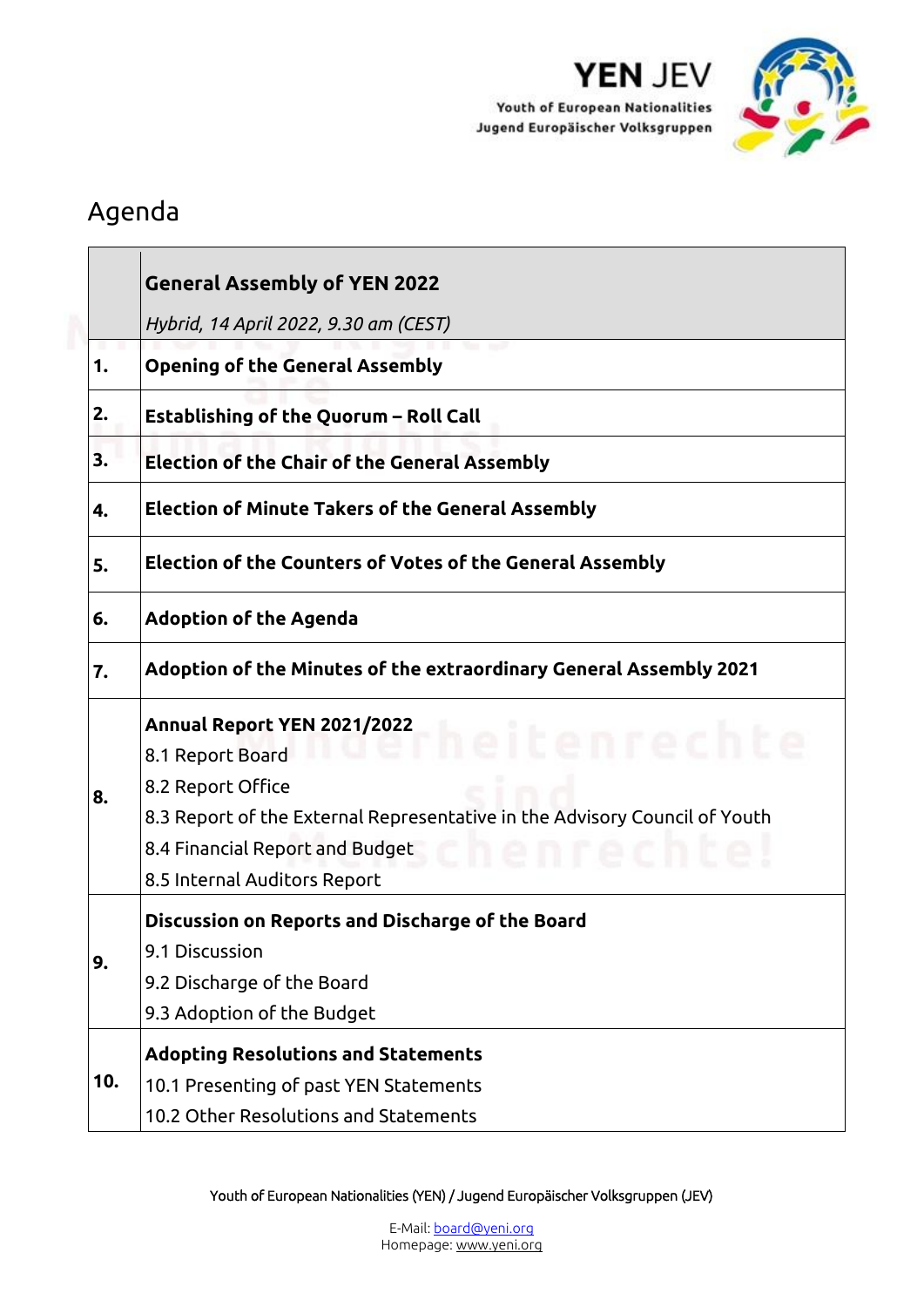YEN JEV

Youth of European Nationalities
Jugend Europäischer Volksgruppen

# Agenda

| | **General Assembly of YEN 2022**<br>*Hybrid, 14 April 2022, 9.30 am (CEST)* |
|---|---|
| **1.** | **Opening of the General Assembly** |
| **2.** | **Establishing of the Quorum – Roll Call** |
| **3.** | **Election of the Chair of the General Assembly** |
| **4.** | **Election of Minute Takers of the General Assembly** |
| **5.** | **Election of the Counters of Votes of the General Assembly** |
| **6.** | **Adoption of the Agenda** |
| **7.** | **Adoption of the Minutes of the extraordinary General Assembly 2021** |
| **8.** | **Annual Report YEN 2021/2022**<br>8.1 Report Board<br>8.2 Report Office<br>8.3 Report of the External Representative in the Advisory Council of Youth<br>8.4 Financial Report and Budget<br>8.5 Internal Auditors Report |
| **9.** | **Discussion on Reports and Discharge of the Board**<br>9.1 Discussion<br>9.2 Discharge of the Board<br>9.3 Adoption of the Budget |
| **10.** | **Adopting Resolutions and Statements**<br>10.1 Presenting of past YEN Statements<br>10.2 Other Resolutions and Statements |

Youth of European Nationalities (YEN) / Jugend Europäischer Volksgruppen (JEV)

E-Mail: board@yeni.org
Homepage: www.yeni.org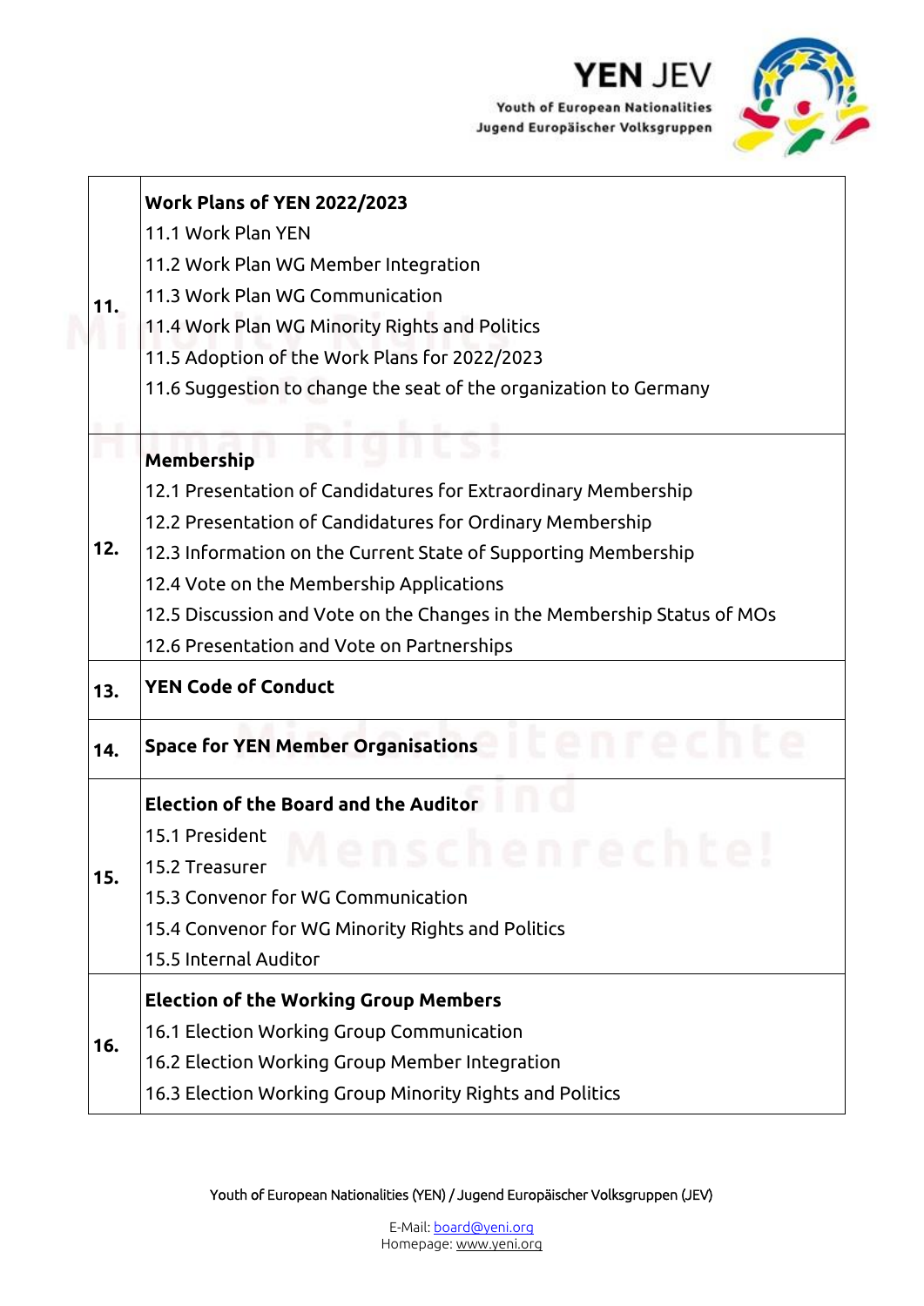| | |
|---|---|
| **11.** | **Work Plans of YEN 2022/2023**<br>11.1 Work Plan YEN<br>11.2 Work Plan WG Member Integration<br>11.3 Work Plan WG Communication<br>11.4 Work Plan WG Minority Rights and Politics<br>11.5 Adoption of the Work Plans for 2022/2023<br>11.6 Suggestion to change the seat of the organization to Germany |
| **12.** | **Membership**<br>12.1 Presentation of Candidatures for Extraordinary Membership<br>12.2 Presentation of Candidatures for Ordinary Membership<br>12.3 Information on the Current State of Supporting Membership<br>12.4 Vote on the Membership Applications<br>12.5 Discussion and Vote on the Changes in the Membership Status of MOs<br>12.6 Presentation and Vote on Partnerships |
| **13.** | **YEN Code of Conduct** |
| **14.** | **Space for YEN Member Organisations** |
| **15.** | **Election of the Board and the Auditor**<br>15.1 President<br>15.2 Treasurer<br>15.3 Convenor for WG Communication<br>15.4 Convenor for WG Minority Rights and Politics<br>15.5 Internal Auditor |
| **16.** | **Election of the Working Group Members**<br>16.1 Election Working Group Communication<br>16.2 Election Working Group Member Integration<br>16.3 Election Working Group Minority Rights and Politics |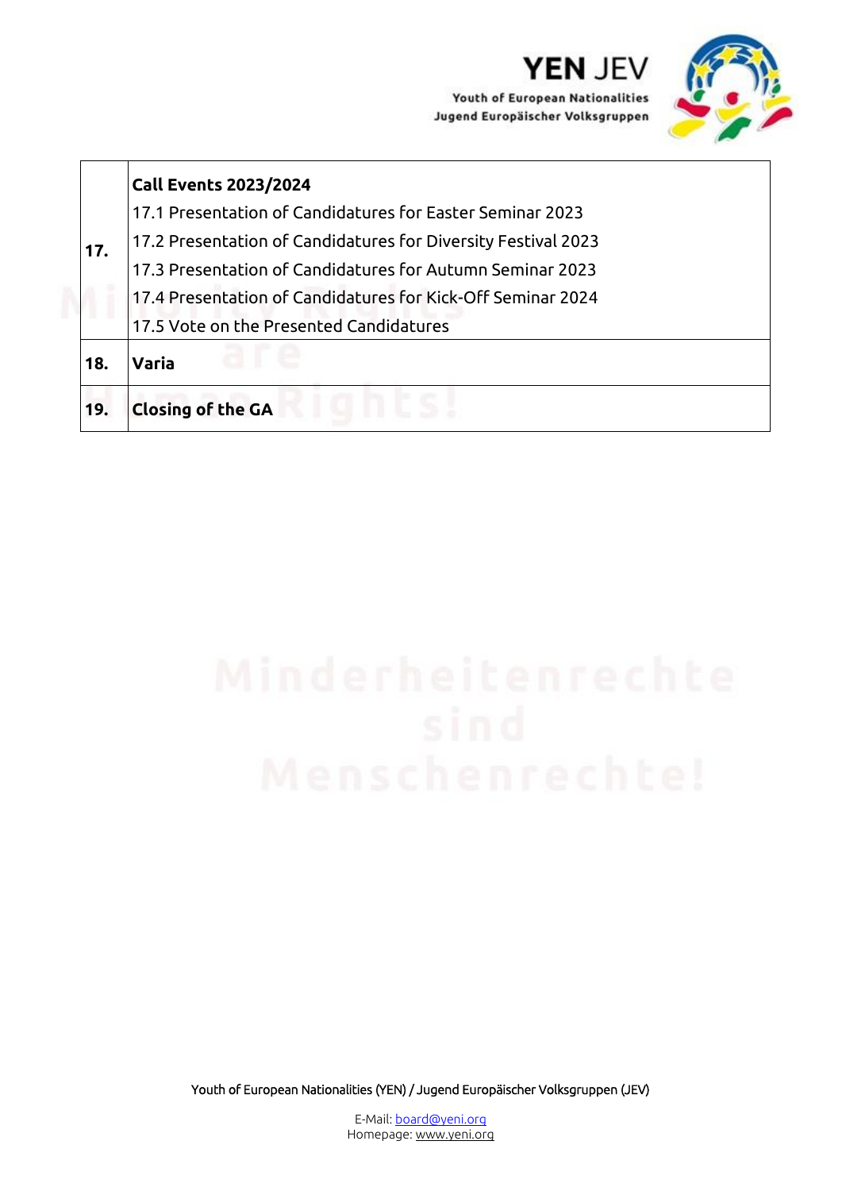| | |
|---|---|
| **17.** | **Call Events 2023/2024**<br>17.1 Presentation of Candidatures for Easter Seminar 2023<br>17.2 Presentation of Candidatures for Diversity Festival 2023<br>17.3 Presentation of Candidatures for Autumn Seminar 2023<br>17.4 Presentation of Candidatures for Kick-Off Seminar 2024<br>17.5 Vote on the Presented Candidatures |
| **18.** | **Varia** |
| **19.** | **Closing of the GA** |